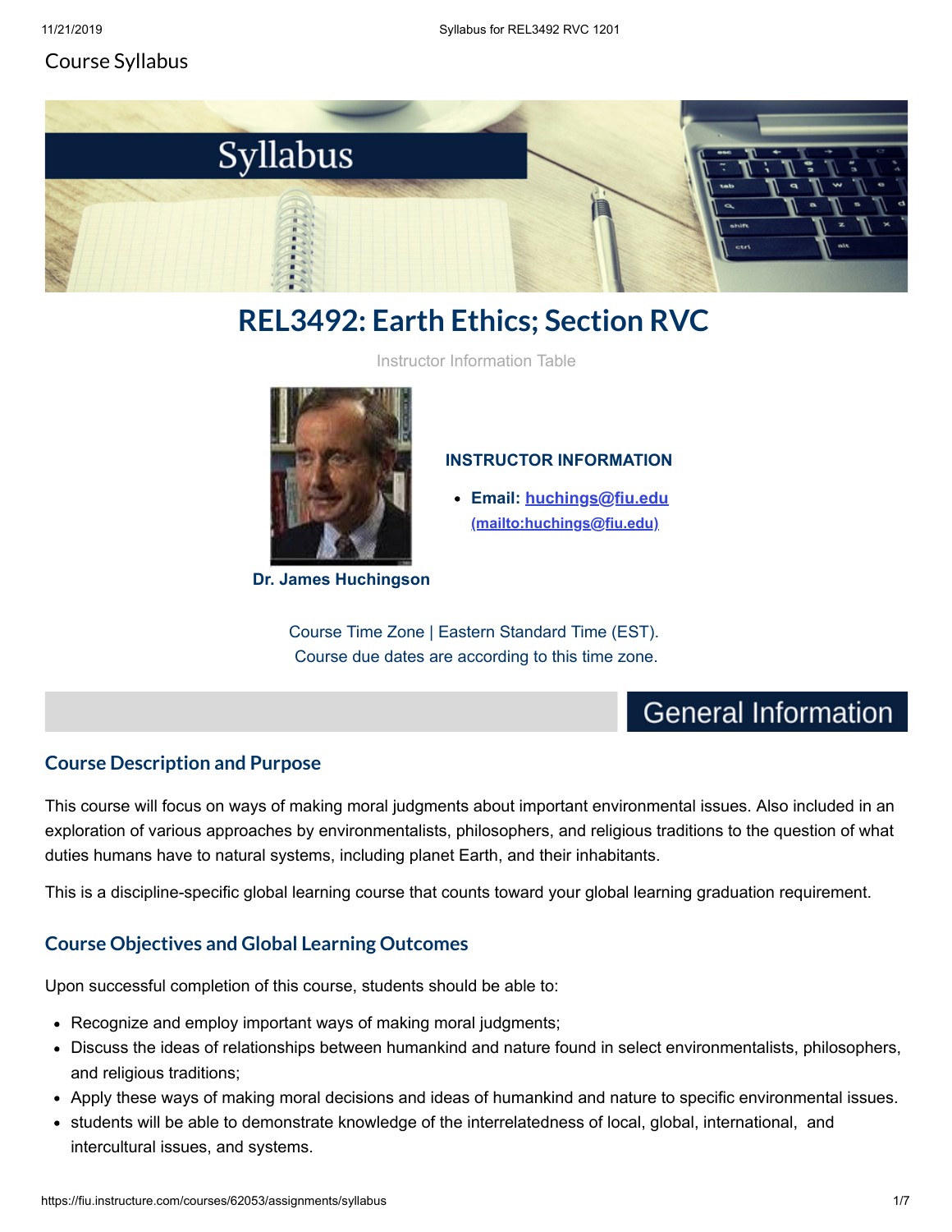Course Syllabus

Syllabus

# REL3492: Earth Ethics; Section RVC

Instructor Information Table

Dr. James Huchingson

**INSTRUCTOR INFORMATION**

- **Email:** [huchings@fiu.edu](mailto:huchings@fiu.edu) (mailto:huchings@fiu.edu)

Course Time Zone | Eastern Standard Time (EST).
Course due dates are according to this time zone.

## General Information

### Course Description and Purpose

This course will focus on ways of making moral judgments about important environmental issues. Also included in an exploration of various approaches by environmentalists, philosophers, and religious traditions to the question of what duties humans have to natural systems, including planet Earth, and their inhabitants.

This is a discipline-specific global learning course that counts toward your global learning graduation requirement.

### Course Objectives and Global Learning Outcomes

Upon successful completion of this course, students should be able to:

- Recognize and employ important ways of making moral judgments;
- Discuss the ideas of relationships between humankind and nature found in select environmentalists, philosophers, and religious traditions;
- Apply these ways of making moral decisions and ideas of humankind and nature to specific environmental issues.
- students will be able to demonstrate knowledge of the interrelatedness of local, global, international, and intercultural issues, and systems.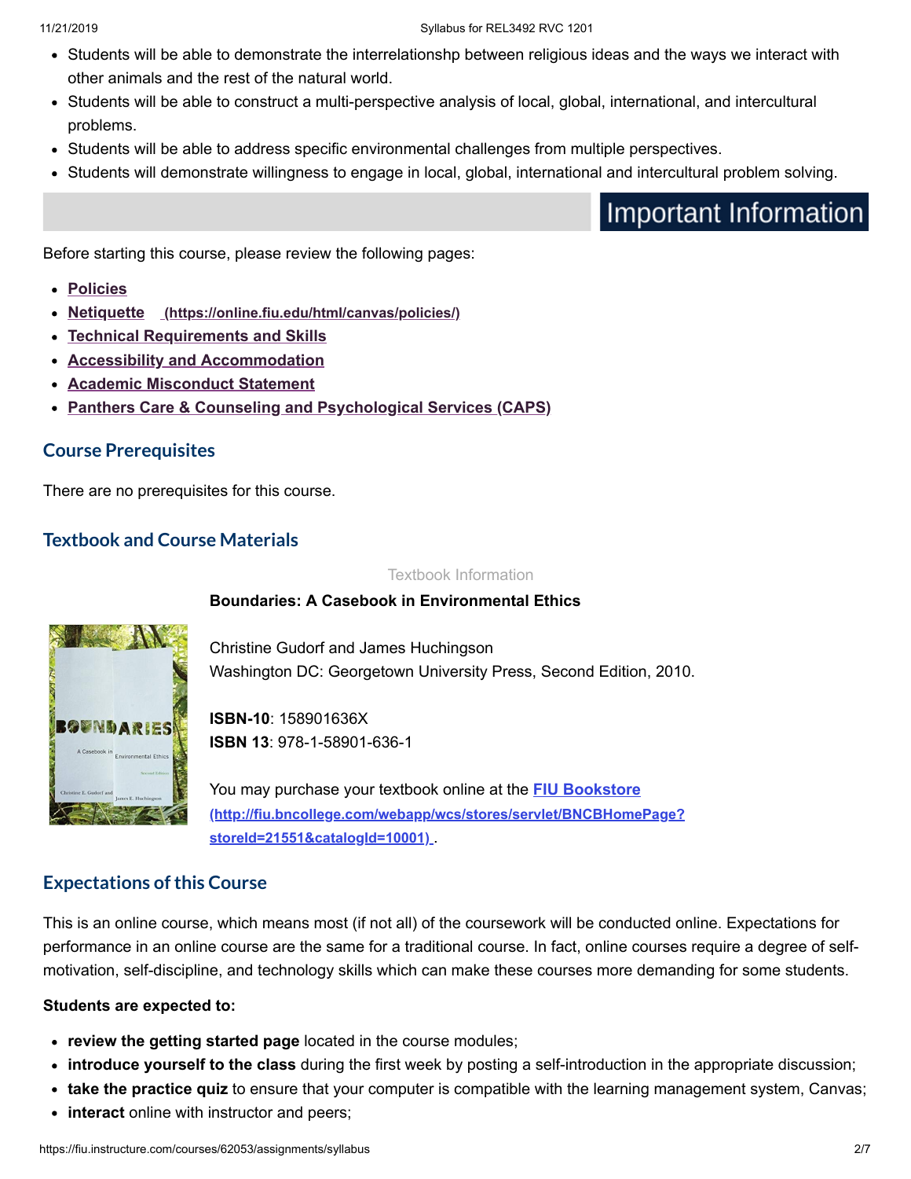- Students will be able to demonstrate the interrelationshp between religious ideas and the ways we interact with other animals and the rest of the natural world.
- Students will be able to construct a multi-perspective analysis of local, global, international, and intercultural problems.
- Students will be able to address specific environmental challenges from multiple perspectives.
- Students will demonstrate willingness to engage in local, global, international and intercultural problem solving.

## Important Information

Before starting this course, please review the following pages:

- **Policies**
- **Netiquette** (https://online.fiu.edu/html/canvas/policies/)
- **Technical Requirements and Skills**
- **Accessibility and Accommodation**
- **Academic Misconduct Statement**
- **Panthers Care & Counseling and Psychological Services (CAPS)**

### Course Prerequisites

There are no prerequisites for this course.

### Textbook and Course Materials

Textbook Information

**Boundaries: A Casebook in Environmental Ethics**

Christine Gudorf and James Huchingson
Washington DC: Georgetown University Press, Second Edition, 2010.

**ISBN-10**: 158901636X
**ISBN 13**: 978-1-58901-636-1

You may purchase your textbook online at the **FIU Bookstore (http://fiu.bncollege.com/webapp/wcs/stores/servlet/BNCBHomePage?storeId=21551&catalogId=10001)**.

### Expectations of this Course

This is an online course, which means most (if not all) of the coursework will be conducted online. Expectations for performance in an online course are the same for a traditional course. In fact, online courses require a degree of self-motivation, self-discipline, and technology skills which can make these courses more demanding for some students.

**Students are expected to:**

- **review the getting started page** located in the course modules;
- **introduce yourself to the class** during the first week by posting a self-introduction in the appropriate discussion;
- **take the practice quiz** to ensure that your computer is compatible with the learning management system, Canvas;
- **interact** online with instructor and peers;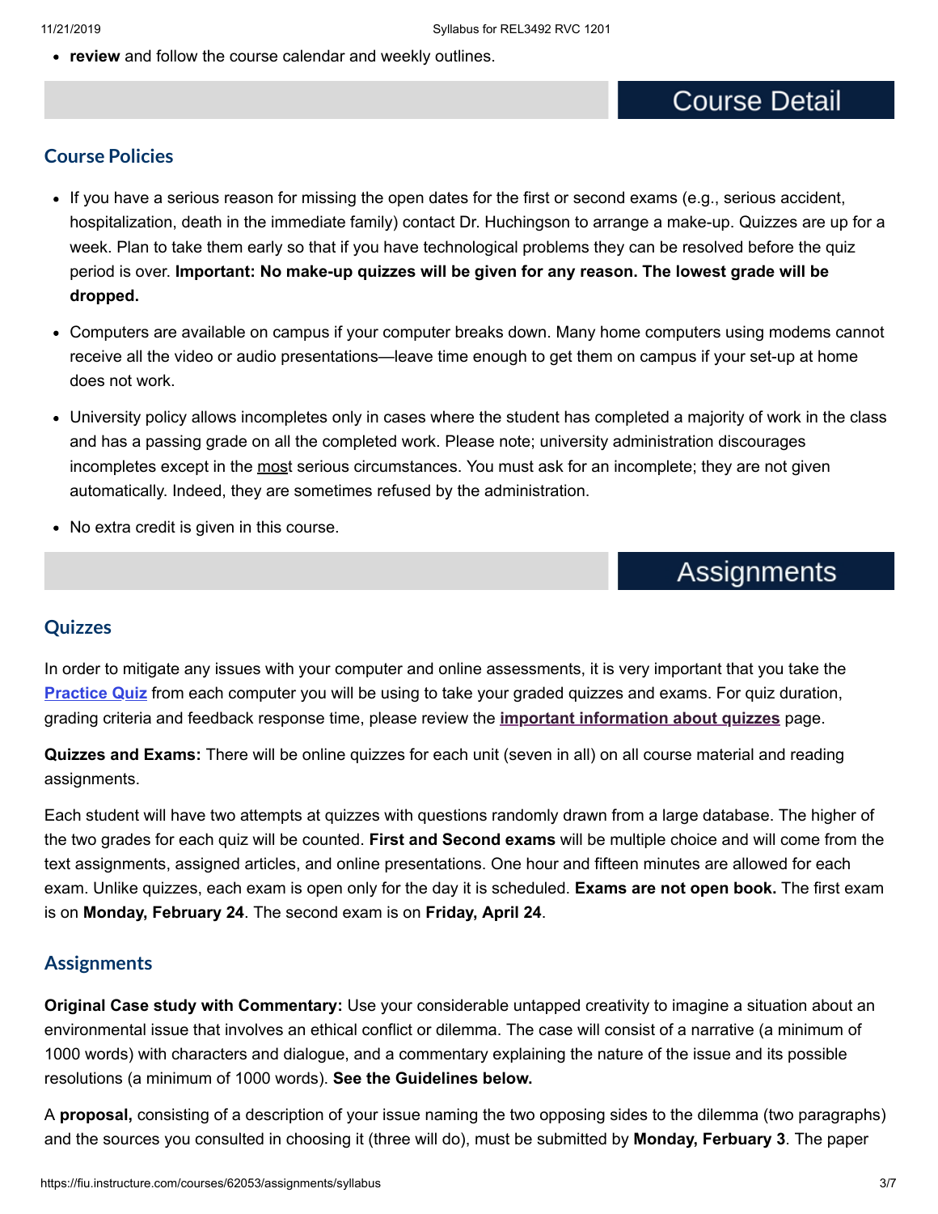- **review** and follow the course calendar and weekly outlines.

## Course Detail

### Course Policies

- If you have a serious reason for missing the open dates for the first or second exams (e.g., serious accident, hospitalization, death in the immediate family) contact Dr. Huchingson to arrange a make-up. Quizzes are up for a week. Plan to take them early so that if you have technological problems they can be resolved before the quiz period is over. **Important: No make-up quizzes will be given for any reason. The lowest grade will be dropped.**
- Computers are available on campus if your computer breaks down. Many home computers using modems cannot receive all the video or audio presentations—leave time enough to get them on campus if your set-up at home does not work.
- University policy allows incompletes only in cases where the student has completed a majority of work in the class and has a passing grade on all the completed work. Please note; university administration discourages incompletes except in the most serious circumstances. You must ask for an incomplete; they are not given automatically. Indeed, they are sometimes refused by the administration.
- No extra credit is given in this course.

## Assignments

### Quizzes

In order to mitigate any issues with your computer and online assessments, it is very important that you take the **Practice Quiz** from each computer you will be using to take your graded quizzes and exams. For quiz duration, grading criteria and feedback response time, please review the **important information about quizzes** page.

**Quizzes and Exams:** There will be online quizzes for each unit (seven in all) on all course material and reading assignments.

Each student will have two attempts at quizzes with questions randomly drawn from a large database. The higher of the two grades for each quiz will be counted. **First and Second exams** will be multiple choice and will come from the text assignments, assigned articles, and online presentations. One hour and fifteen minutes are allowed for each exam. Unlike quizzes, each exam is open only for the day it is scheduled. **Exams are not open book.** The first exam is on **Monday, February 24**. The second exam is on **Friday, April 24**.

### Assignments

**Original Case study with Commentary:** Use your considerable untapped creativity to imagine a situation about an environmental issue that involves an ethical conflict or dilemma. The case will consist of a narrative (a minimum of 1000 words) with characters and dialogue, and a commentary explaining the nature of the issue and its possible resolutions (a minimum of 1000 words). **See the Guidelines below.**

A **proposal,** consisting of a description of your issue naming the two opposing sides to the dilemma (two paragraphs) and the sources you consulted in choosing it (three will do), must be submitted by **Monday, Ferbuary 3**. The paper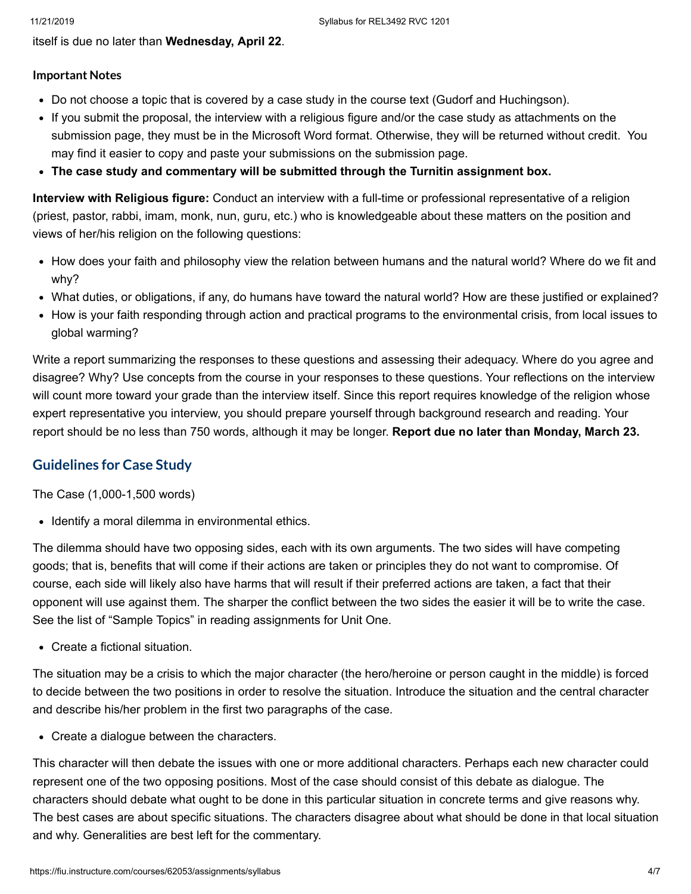itself is due no later than **Wednesday, April 22**.

**Important Notes**

- Do not choose a topic that is covered by a case study in the course text (Gudorf and Huchingson).
- If you submit the proposal, the interview with a religious figure and/or the case study as attachments on the submission page, they must be in the Microsoft Word format. Otherwise, they will be returned without credit. You may find it easier to copy and paste your submissions on the submission page.
- **The case study and commentary will be submitted through the Turnitin assignment box.**

**Interview with Religious figure:** Conduct an interview with a full-time or professional representative of a religion (priest, pastor, rabbi, imam, monk, nun, guru, etc.) who is knowledgeable about these matters on the position and views of her/his religion on the following questions:

- How does your faith and philosophy view the relation between humans and the natural world? Where do we fit and why?
- What duties, or obligations, if any, do humans have toward the natural world? How are these justified or explained?
- How is your faith responding through action and practical programs to the environmental crisis, from local issues to global warming?

Write a report summarizing the responses to these questions and assessing their adequacy. Where do you agree and disagree? Why? Use concepts from the course in your responses to these questions. Your reflections on the interview will count more toward your grade than the interview itself. Since this report requires knowledge of the religion whose expert representative you interview, you should prepare yourself through background research and reading. Your report should be no less than 750 words, although it may be longer. **Report due no later than Monday, March 23.**

## Guidelines for Case Study

The Case (1,000-1,500 words)

- Identify a moral dilemma in environmental ethics.

The dilemma should have two opposing sides, each with its own arguments. The two sides will have competing goods; that is, benefits that will come if their actions are taken or principles they do not want to compromise. Of course, each side will likely also have harms that will result if their preferred actions are taken, a fact that their opponent will use against them. The sharper the conflict between the two sides the easier it will be to write the case. See the list of "Sample Topics" in reading assignments for Unit One.

- Create a fictional situation.

The situation may be a crisis to which the major character (the hero/heroine or person caught in the middle) is forced to decide between the two positions in order to resolve the situation. Introduce the situation and the central character and describe his/her problem in the first two paragraphs of the case.

- Create a dialogue between the characters.

This character will then debate the issues with one or more additional characters. Perhaps each new character could represent one of the two opposing positions. Most of the case should consist of this debate as dialogue. The characters should debate what ought to be done in this particular situation in concrete terms and give reasons why. The best cases are about specific situations. The characters disagree about what should be done in that local situation and why. Generalities are best left for the commentary.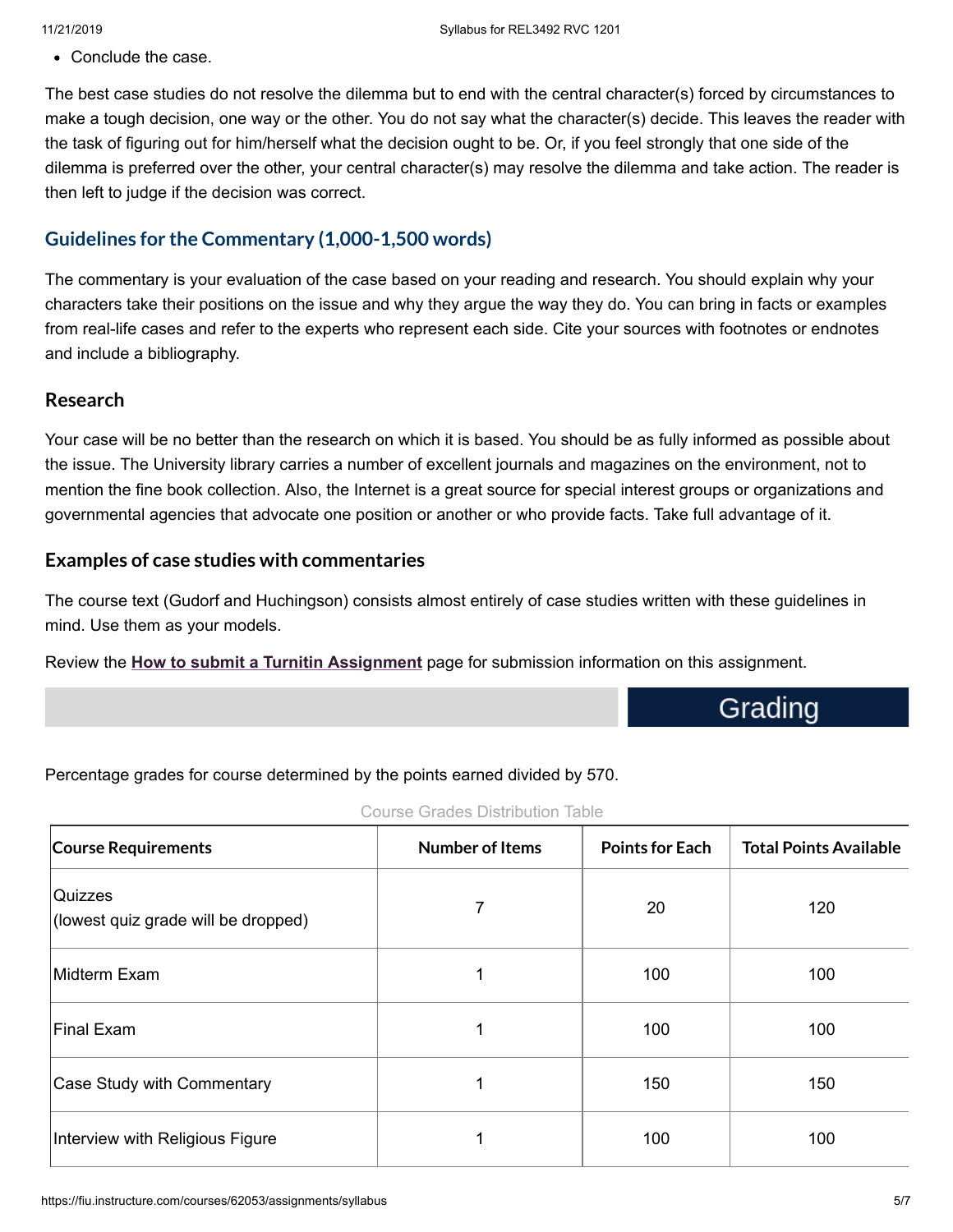- Conclude the case.

The best case studies do not resolve the dilemma but to end with the central character(s) forced by circumstances to make a tough decision, one way or the other. You do not say what the character(s) decide. This leaves the reader with the task of figuring out for him/herself what the decision ought to be. Or, if you feel strongly that one side of the dilemma is preferred over the other, your central character(s) may resolve the dilemma and take action. The reader is then left to judge if the decision was correct.

## Guidelines for the Commentary (1,000-1,500 words)

The commentary is your evaluation of the case based on your reading and research. You should explain why your characters take their positions on the issue and why they argue the way they do. You can bring in facts or examples from real-life cases and refer to the experts who represent each side. Cite your sources with footnotes or endnotes and include a bibliography.

### Research

Your case will be no better than the research on which it is based. You should be as fully informed as possible about the issue. The University library carries a number of excellent journals and magazines on the environment, not to mention the fine book collection. Also, the Internet is a great source for special interest groups or organizations and governmental agencies that advocate one position or another or who provide facts. Take full advantage of it.

### Examples of case studies with commentaries

The course text (Gudorf and Huchingson) consists almost entirely of case studies written with these guidelines in mind. Use them as your models.

Review the **How to submit a Turnitin Assignment** page for submission information on this assignment.

## Grading

Percentage grades for course determined by the points earned divided by 570.

Course Grades Distribution Table

| Course Requirements | Number of Items | Points for Each | Total Points Available |
|---|---|---|---|
| Quizzes (lowest quiz grade will be dropped) | 7 | 20 | 120 |
| Midterm Exam | 1 | 100 | 100 |
| Final Exam | 1 | 100 | 100 |
| Case Study with Commentary | 1 | 150 | 150 |
| Interview with Religious Figure | 1 | 100 | 100 |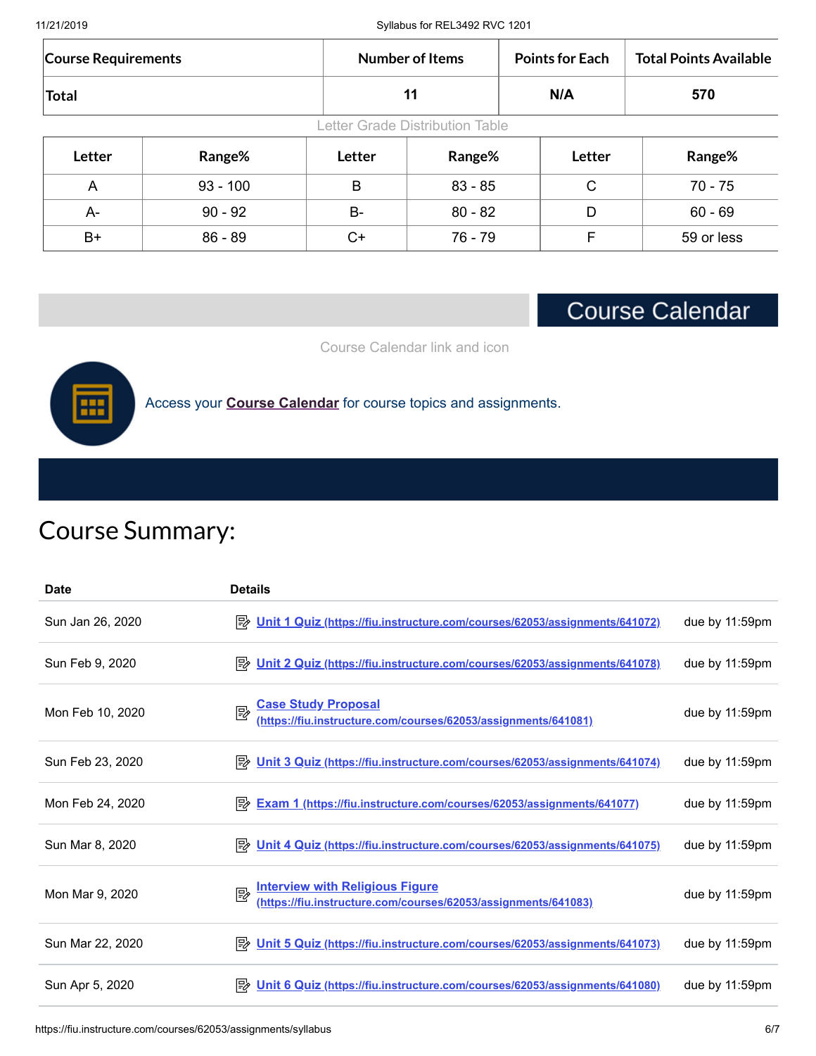| Course Requirements | Number of Items | Points for Each | Total Points Available |
|---|---|---|---|
| **Total** | **11** | **N/A** | **570** |

Letter Grade Distribution Table

| Letter | Range% | Letter | Range% | Letter | Range% |
|---|---|---|---|---|---|
| A | 93 - 100 | B | 83 - 85 | C | 70 - 75 |
| A- | 90 - 92 | B- | 80 - 82 | D | 60 - 69 |
| B+ | 86 - 89 | C+ | 76 - 79 | F | 59 or less |

## Course Calendar

Course Calendar link and icon

Access your **Course Calendar** for course topics and assignments.

# Course Summary:

| Date | Details | |
|---|---|---|
| Sun Jan 26, 2020 | **Unit 1 Quiz (https://fiu.instructure.com/courses/62053/assignments/641072)** | due by 11:59pm |
| Sun Feb 9, 2020 | **Unit 2 Quiz (https://fiu.instructure.com/courses/62053/assignments/641078)** | due by 11:59pm |
| Mon Feb 10, 2020 | **Case Study Proposal (https://fiu.instructure.com/courses/62053/assignments/641081)** | due by 11:59pm |
| Sun Feb 23, 2020 | **Unit 3 Quiz (https://fiu.instructure.com/courses/62053/assignments/641074)** | due by 11:59pm |
| Mon Feb 24, 2020 | **Exam 1 (https://fiu.instructure.com/courses/62053/assignments/641077)** | due by 11:59pm |
| Sun Mar 8, 2020 | **Unit 4 Quiz (https://fiu.instructure.com/courses/62053/assignments/641075)** | due by 11:59pm |
| Mon Mar 9, 2020 | **Interview with Religious Figure (https://fiu.instructure.com/courses/62053/assignments/641083)** | due by 11:59pm |
| Sun Mar 22, 2020 | **Unit 5 Quiz (https://fiu.instructure.com/courses/62053/assignments/641073)** | due by 11:59pm |
| Sun Apr 5, 2020 | **Unit 6 Quiz (https://fiu.instructure.com/courses/62053/assignments/641080)** | due by 11:59pm |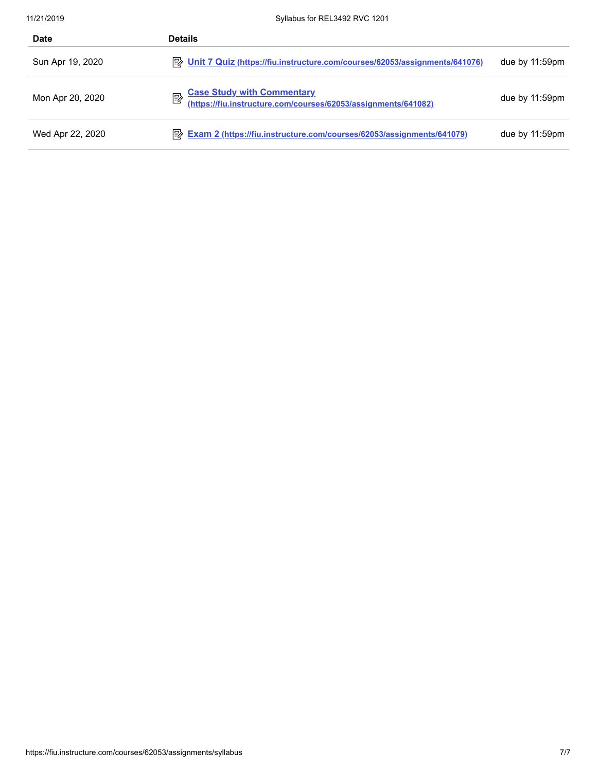| Date | Details | |
| --- | --- | --- |
| Sun Apr 19, 2020 | Unit 7 Quiz (https://fiu.instructure.com/courses/62053/assignments/641076) | due by 11:59pm |
| Mon Apr 20, 2020 | Case Study with Commentary (https://fiu.instructure.com/courses/62053/assignments/641082) | due by 11:59pm |
| Wed Apr 22, 2020 | Exam 2 (https://fiu.instructure.com/courses/62053/assignments/641079) | due by 11:59pm |